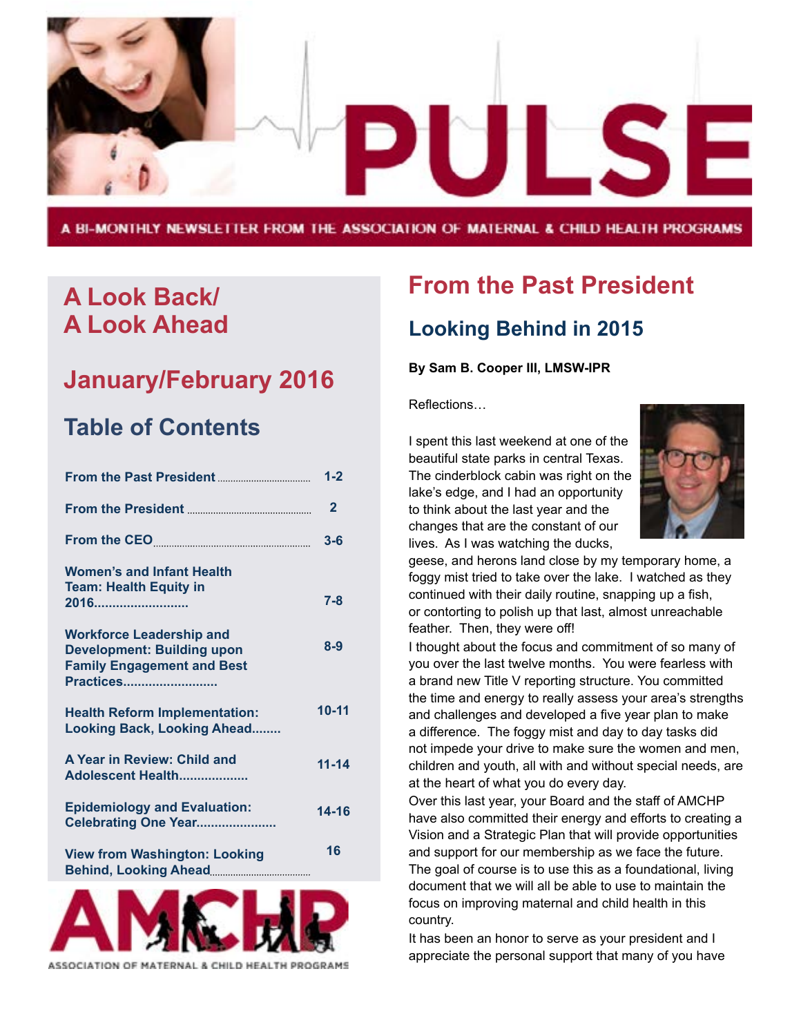# PULSE

A BI-MONTHLY NEWSLETTER FROM THE ASSOCIATION OF MATERNAL & CHILD HEALTH PROGRAMS

## A Look Back/ A Look Ahead

## January/February 2016

## Table of Contents

| Section | Page |
|---|---|
| From the Past President | 1-2 |
| From the President | 2 |
| From the CEO | 3-6 |
| Women's and Infant Health Team: Health Equity in 2016 | 7-8 |
| Workforce Leadership and Development: Building upon Family Engagement and Best Practices | 8-9 |
| Health Reform Implementation: Looking Back, Looking Ahead | 10-11 |
| A Year in Review: Child and Adolescent Health | 11-14 |
| Epidemiology and Evaluation: Celebrating One Year | 14-16 |
| View from Washington: Looking Behind, Looking Ahead | 16 |

AMCHP — ASSOCIATION OF MATERNAL & CHILD HEALTH PROGRAMS

# From the Past President

## Looking Behind in 2015

**By Sam B. Cooper III, LMSW-IPR**

Reflections…

I spent this last weekend at one of the beautiful state parks in central Texas. The cinderblock cabin was right on the lake's edge, and I had an opportunity to think about the last year and the changes that are the constant of our lives. As I was watching the ducks, geese, and herons land close by my temporary home, a foggy mist tried to take over the lake. I watched as they continued with their daily routine, snapping up a fish, or contorting to polish up that last, almost unreachable feather. Then, they were off!

I thought about the focus and commitment of so many of you over the last twelve months. You were fearless with a brand new Title V reporting structure. You committed the time and energy to really assess your area's strengths and challenges and developed a five year plan to make a difference. The foggy mist and day to day tasks did not impede your drive to make sure the women and men, children and youth, all with and without special needs, are at the heart of what you do every day.

Over this last year, your Board and the staff of AMCHP have also committed their energy and efforts to creating a Vision and a Strategic Plan that will provide opportunities and support for our membership as we face the future. The goal of course is to use this as a foundational, living document that we will all be able to use to maintain the focus on improving maternal and child health in this country.

It has been an honor to serve as your president and I appreciate the personal support that many of you have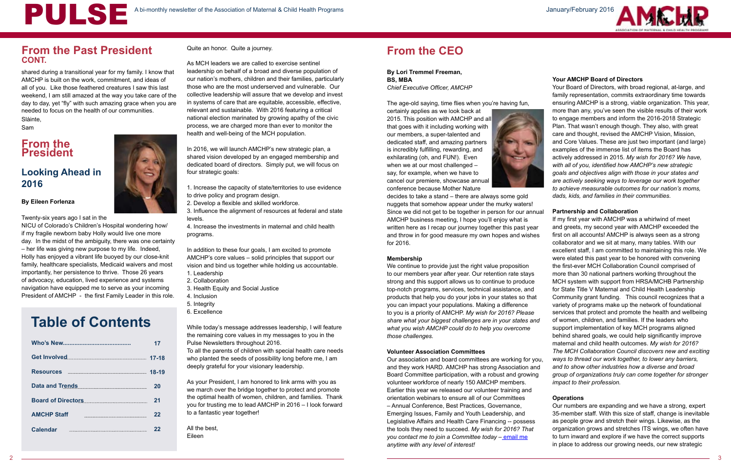## From the Past President CONT.

shared during a transitional year for my family. I know that AMCHP is built on the work, commitment, and ideas of all of you. Like those feathered creatures I saw this last weekend, I am still amazed at the way you take care of the day to day, yet "fly" with such amazing grace when you are needed to focus on the health of our communities.

Slàinte,

Sam

## From the President

### Looking Ahead in 2016

**By Eileen Forlenza**

Twenty-six years ago I sat in the NICU of Colorado's Children's Hospital wondering how/ if my fragile newborn baby Holly would live one more day. In the midst of the ambiguity, there was one certainty – her life was giving new purpose to my life. Indeed, Holly has enjoyed a vibrant life buoyed by our close-knit family, healthcare specialists, Medicaid waivers and most importantly, her persistence to thrive. Those 26 years of advocacy, education, lived experience and systems navigation have equipped me to serve as your incoming President of AMCHP - the first Family Leader in this role.

Quite an honor. Quite a journey.

As MCH leaders we are called to exercise sentinel leadership on behalf of a broad and diverse population of our nation's mothers, children and their families, particularly those who are the most underserved and vulnerable. Our collective leadership will assure that we develop and invest in systems of care that are equitable, accessible, effective, relevant and sustainable. With 2016 featuring a critical national election marinated by growing apathy of the civic process, we are charged more than ever to monitor the health and well-being of the MCH population.

In 2016, we will launch AMCHP's new strategic plan, a shared vision developed by an engaged membership and dedicated board of directors. Simply put, we will focus on four strategic goals:

1. Increase the capacity of state/territories to use evidence to drive policy and program design.
2. Develop a flexible and skilled workforce.
3. Influence the alignment of resources at federal and state levels.
4. Increase the investments in maternal and child health programs.

In addition to these four goals, I am excited to promote AMCHP's core values – solid principles that support our vision and bind us together while holding us accountable.

1. Leadership
2. Collaboration
3. Health Equity and Social Justice
4. Inclusion
5. Integrity
6. Excellence

While today's message addresses leadership, I will feature the remaining core values in my messages to you in the Pulse Newsletters throughout 2016.

To all the parents of children with special health care needs who planted the seeds of possibility long before me, I am deeply grateful for your visionary leadership.

As your President, I am honored to link arms with you as we march over the bridge together to protect and promote the optimal health of women, children, and families. Thank you for trusting me to lead AMCHP in 2016 – I look forward to a fantastic year together!

All the best,

Eileen

## Table of Contents

| | |
|---|---|
| Who's New | 17 |
| Get Involved | 17-18 |
| Resources | 18-19 |
| Data and Trends | 20 |
| Board of Directors | 21 |
| AMCHP Staff | 22 |
| Calendar | 22 |

## From the CEO

**By Lori Tremmel Freeman, BS, MBA**
*Chief Executive Officer, AMCHP*

The age-old saying, time flies when you're having fun, certainly applies as we look back at 2015. This position with AMCHP and all that goes with it including working with our members, a super-talented and dedicated staff, and amazing partners is incredibly fulfilling, rewarding, and exhilarating (oh, and FUN!). Even when we at our most challenged – say, for example, when we have to cancel our premiere, showcase annual conference because Mother Nature decides to take a stand – there are always some gold nuggets that somehow appear under the murky waters! Since we did not get to be together in person for our annual AMCHP business meeting, I hope you'll enjoy what is written here as I recap our journey together this past year and throw in for good measure my own hopes and wishes for 2016.

**Membership**

We continue to provide just the right value proposition to our members year after year. Our retention rate stays strong and this support allows us to continue to produce top-notch programs, services, technical assistance, and products that help you do your jobs in your states so that you can impact your populations. Making a difference to you is a priority of AMCHP. *My wish for 2016? Please share what your biggest challenges are in your states and what you wish AMCHP could do to help you overcome those challenges.*

**Volunteer Association Committees**

Our association and board committees are working for you, and they work HARD. AMCHP has strong Association and Board Committee participation, with a robust and growing volunteer workforce of nearly 150 AMCHP members. Earlier this year we released our volunteer training and orientation webinars to ensure all of our Committees – Annual Conference, Best Practices, Governance, Emerging Issues, Family and Youth Leadership, and Legislative Affairs and Health Care Financing -- possess the tools they need to succeed. *My wish for 2016? That you contact me to join a Committee today – email me anytime with any level of interest!*

**Your AMCHP Board of Directors**

Your Board of Directors, with broad regional, at-large, and family representation, commits extraordinary time towards ensuring AMCHP is a strong, viable organization. This year, more than any, you've seen the visible results of their work to engage members and inform the 2016-2018 Strategic Plan. That wasn't enough though. They also, with great care and thought, revised the AMCHP Vision, Mission, and Core Values. These are just two important (and large) examples of the immense list of items the Board has actively addressed in 2015. *My wish for 2016? We have, with all of you, identified how AMCHP's new strategic goals and objectives align with those in your states and are actively seeking ways to leverage our work together to achieve measurable outcomes for our nation's moms, dads, kids, and families in their communities.*

**Partnership and Collaboration**

If my first year with AMCHP was a whirlwind of meet and greets, my second year with AMCHP exceeded the first on all accounts! AMCHP is always seen as a strong collaborator and we sit at many, many tables. With our excellent staff, I am committed to maintaining this role. We were elated this past year to be honored with convening the first-ever MCH Collaboration Council comprised of more than 30 national partners working throughout the MCH system with support from HRSA/MCHB Partnership for State Title V Maternal and Child Health Leadership Community grant funding. This council recognizes that a variety of programs make up the network of foundational services that protect and promote the health and wellbeing of women, children, and families. If the leaders who support implementation of key MCH programs aligned behind shared goals, we could help significantly improve maternal and child health outcomes. *My wish for 2016? The MCH Collaboration Council discovers new and exciting ways to thread our work together, to lower any barriers, and to show other industries how a diverse and broad group of organizations truly can come together for stronger impact to their profession.*

**Operations**

Our numbers are expanding and we have a strong, expert 35-member staff. With this size of staff, change is inevitable as people grow and stretch their wings. Likewise, as the organization grows and stretches ITS wings, we often have to turn inward and explore if we have the correct supports in place to address our growing needs, our new strategic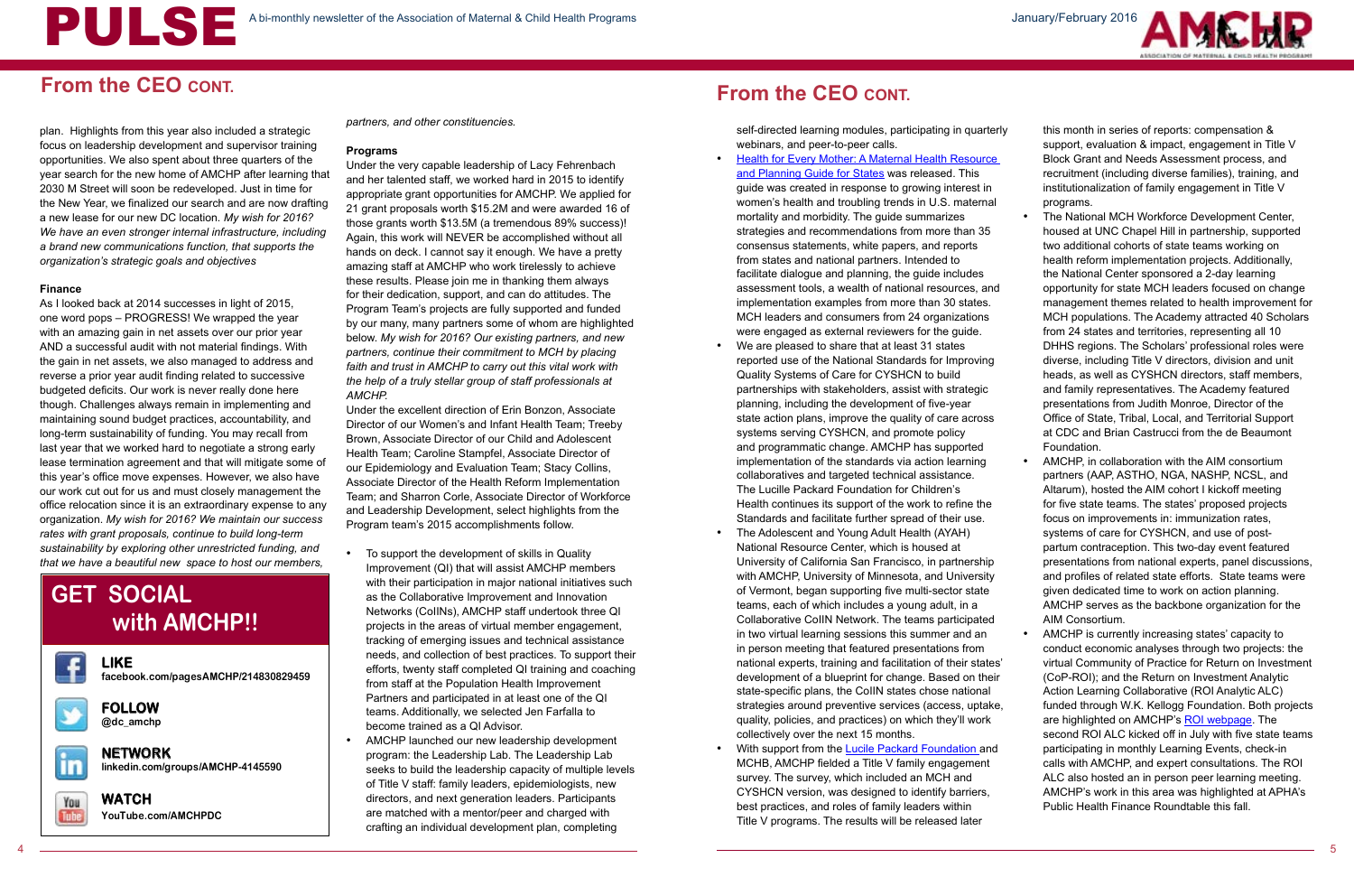## From the CEO CONT.

plan. Highlights from this year also included a strategic focus on leadership development and supervisor training opportunities. We also spent about three quarters of the year search for the new home of AMCHP after learning that 2030 M Street will soon be redeveloped. Just in time for the New Year, we finalized our search and are now drafting a new lease for our new DC location. *My wish for 2016? We have an even stronger internal infrastructure, including a brand new communications function, that supports the organization's strategic goals and objectives*

**Finance**

As I looked back at 2014 successes in light of 2015, one word pops – PROGRESS! We wrapped the year with an amazing gain in net assets over our prior year AND a successful audit with not material findings. With the gain in net assets, we also managed to address and reverse a prior year audit finding related to successive budgeted deficits. Our work is never really done here though. Challenges always remain in implementing and maintaining sound budget practices, accountability, and long-term sustainability of funding. You may recall from last year that we worked hard to negotiate a strong early lease termination agreement and that will mitigate some of this year's office move expenses. However, we also have our work cut out for us and must closely management the office relocation since it is an extraordinary expense to any organization. *My wish for 2016? We maintain our success rates with grant proposals, continue to build long-term sustainability by exploring other unrestricted funding, and that we have a beautiful new space to host our members, partners, and other constituencies.*

**GET SOCIAL with AMCHP!!**

**LIKE**
**facebook.com/pagesAMCHP/214830829459**

**FOLLOW**
**@dc_amchp**

**NETWORK**
**linkedin.com/groups/AMCHP-4145590**

**WATCH**
**YouTube.com/AMCHPDC**

**Programs**

Under the very capable leadership of Lacy Fehrenbach and her talented staff, we worked hard in 2015 to identify appropriate grant opportunities for AMCHP. We applied for 21 grant proposals worth $15.2M and were awarded 16 of those grants with $13.5M (a tremendous 89% success)! Again, this work will NEVER be accomplished without all hands on deck. I cannot say it enough. We have a pretty amazing staff at AMCHP who work tirelessly to achieve these results. Please join me in thanking them always for their dedication, support, and can do attitudes. The Program Team's projects are fully supported and funded by our many, many partners some of whom are highlighted below. *My wish for 2016? Our existing partners, and new partners, continue their commitment to MCH by placing faith and trust in AMCHP to carry out this vital work with the help of a truly stellar group of staff professionals at AMCHP.*

Under the excellent direction of Erin Bonzon, Associate Director of our Women's and Infant Health Team; Treeby Brown, Associate Director of our Child and Adolescent Health Team; Caroline Stampfel, Associate Director of our Epidemiology and Evaluation Team; Stacy Collins, Associate Director of the Health Reform Implementation Team; and Sharron Corle, Associate Director of Workforce and Leadership Development, select highlights from the Program team's 2015 accomplishments follow.

- To support the development of skills in Quality Improvement (QI) that will assist AMCHP members with their participation in major national initiatives such as the Collaborative Improvement and Innovation Networks (CoIINs), AMCHP staff undertook three QI projects in the areas of virtual member engagement, tracking of emerging issues and technical assistance needs, and collection of best practices. To support their efforts, twenty staff completed QI training and coaching from staff at the Population Health Improvement Partners and participated in at least one of the QI teams. Additionally, we selected Jen Farfalla to become trained as a QI Advisor.
- AMCHP launched our new leadership development program: the Leadership Lab. The Leadership Lab seeks to build the leadership capacity of multiple levels of Title V staff: family leaders, epidemiologists, new directors, and next generation leaders. Participants are matched with a mentor/peer and charged with crafting an individual development plan, completing self-directed learning modules, participating in quarterly webinars, and peer-to-peer calls.
- [Health for Every Mother: A Maternal Health Resource and Planning Guide for States]() was released. This guide was created in response to growing interest in women's health and troubling trends in U.S. maternal mortality and morbidity. The guide summarizes strategies and recommendations from more than 35 consensus statements, white papers, and reports from states and national partners. Intended to facilitate dialogue and planning, the guide includes assessment tools, a wealth of national resources, and implementation examples from more than 30 states. MCH leaders and consumers from 24 organizations were engaged as external reviewers for the guide.
- We are pleased to share that at least 31 states reported use of the National Standards for Improving Quality Systems of Care for CYSHCN to build partnerships with stakeholders, assist with strategic planning, including the development of five-year state action plans, improve the quality of care across systems serving CYSHCN, and promote policy and programmatic change. AMCHP has supported implementation of the standards via action learning collaboratives and targeted technical assistance. The Lucille Packard Foundation for Children's Health continues its support of the work to refine the Standards and facilitate further spread of their use.
- The Adolescent and Young Adult Health (AYAH) National Resource Center, which is housed at University of California San Francisco, in partnership with AMCHP, University of Minnesota, and University of Vermont, began supporting five multi-sector state teams, each of which includes a young adult, in a Collaborative CoIIN Network. The teams participated in two virtual learning sessions this summer and an in person meeting that featured presentations from national experts, training and facilitation of their states' development of a blueprint for change. Based on their state-specific plans, the CoIIN states chose national strategies around preventive services (access, uptake, quality, policies, and practices) on which they'll work collectively over the next 15 months.
- With support from the [Lucile Packard Foundation]() and MCHB, AMCHP fielded a Title V family engagement survey. The survey, which included an MCH and CYSHCN version, was designed to identify barriers, best practices, and roles of family leaders within Title V programs. The results will be released later this month in series of reports: compensation & support, evaluation & impact, engagement in Title V Block Grant and Needs Assessment process, and recruitment (including diverse families), training, and institutionalization of family engagement in Title V programs.
- The National MCH Workforce Development Center, housed at UNC Chapel Hill in partnership, supported two additional cohorts of state teams working on health reform implementation projects. Additionally, the National Center sponsored a 2-day learning opportunity for state MCH leaders focused on change management themes related to health improvement for MCH populations. The Academy attracted 40 Scholars from 24 states and territories, representing all 10 DHHS regions. The Scholars' professional roles were diverse, including Title V directors, division and unit heads, as well as CYSHCN directors, staff members, and family representatives. The Academy featured presentations from Judith Monroe, Director of the Office of State, Tribal, Local, and Territorial Support at CDC and Brian Castrucci from the de Beaumont Foundation.
- AMCHP, in collaboration with the AIM consortium partners (AAP, ASTHO, NGA, NASHP, NCSL, and Altarum), hosted the AIM cohort I kickoff meeting for five state teams. The states' proposed projects focus on improvements in: immunization rates, systems of care for CYSHCN, and use of post-partum contraception. This two-day event featured presentations from national experts, panel discussions, and profiles of related state efforts. State teams were given dedicated time to work on action planning. AMCHP serves as the backbone organization for the AIM Consortium.
- AMCHP is currently increasing states' capacity to conduct economic analyses through two projects: the virtual Community of Practice for Return on Investment (CoP-ROI); and the Return on Investment Analytic Action Learning Collaborative (ROI Analytic ALC) funded through W.K. Kellogg Foundation. Both projects are highlighted on AMCHP's [ROI webpage](). The second ROI ALC kicked off in July with five state teams participating in monthly Learning Events, check-in calls with AMCHP, and expert consultations. The ROI ALC also hosted an in person peer learning meeting. AMCHP's work in this area was highlighted at APHA's Public Health Finance Roundtable this fall.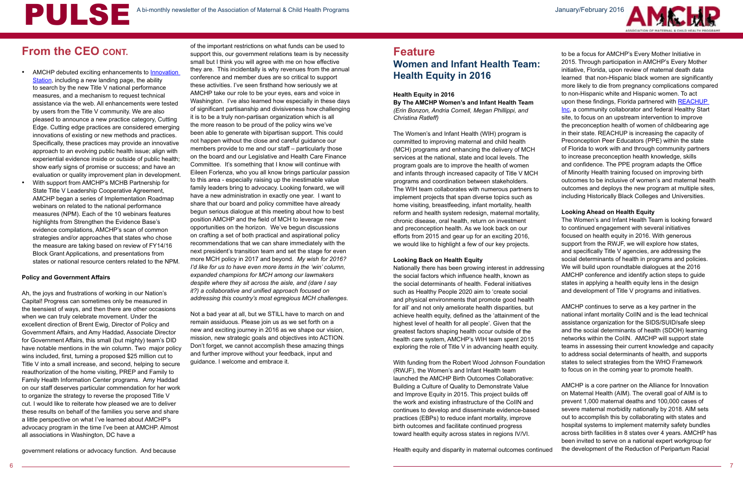## From the CEO CONT.

- AMCHP debuted exciting enhancements to Innovation Station, including a new landing page, the ability to search by the new Title V national performance measures, and a mechanism to request technical assistance via the web. All enhancements were tested by users from the Title V community. We are also pleased to announce a new practice category, Cutting Edge. Cutting edge practices are considered emerging innovations of existing or new methods and practices. Specifically, these practices may provide an innovative approach to an evolving public health issue; align with experiential evidence inside or outside of public health; show early signs of promise or success; and have an evaluation or quality improvement plan in development.
- With support from AMCHP's MCHB Partnership for State Title V Leadership Cooperative Agreement, AMCHP began a series of Implementation Roadmap webinars on related to the national performance measures (NPM). Each of the 10 webinars features highlights from Strengthen the Evidence Base's evidence compilations, AMCHP's scan of common strategies and/or approaches that states who chose the measure are taking based on review of FY14/16 Block Grant Applications, and presentations from states or national resource centers related to the NPM.

**Policy and Government Affairs**

Ah, the joys and frustrations of working in our Nation's Capital! Progress can sometimes only be measured in the teensiest of ways, and then there are other occasions when we can truly celebrate movement. Under the excellent direction of Brent Ewig, Director of Policy and Government Affairs, and Amy Haddad, Associate Director for Government Affairs, this small (but mighty) team's DID have notable mentions in the win column. Two major policy wins included, first, turning a proposed $25 million cut to Title V into a small increase, and second, helping to secure reauthorization of the home visiting, PREP and Family to Family Health Information Center programs. Amy Haddad on our staff deserves particular commendation for her work to organize the strategy to reverse the proposed Title V cut. I would like to reiterate how pleased we are to deliver these results on behalf of the families you serve and share a little perspective on what I've learned about AMCHP's advocacy program in the time I've been at AMCHP. Almost all associations in Washington, DC have a government relations or advocacy function. And because of the important restrictions on what funds can be used to support this, our government relations team is by necessity small but I think you will agree with me on how effective they are. This incidentally is why revenues from the annual conference and member dues are so critical to support these activities. I've seen firsthand how seriously we at AMCHP take our role to be your eyes, ears and voice in Washington. I've also learned how especially in these days of significant partisanship and divisiveness how challenging it is to be a truly non-partisan organization which is all the more reason to be proud of the policy wins we've been able to generate with bipartisan support. This could not happen without the close and careful guidance our members provide to me and our staff – particularly those on the board and our Legislative and Health Care Finance Committee. It's something that I know will continue with Eileen Forlenza, who you all know brings particular passion to this area - especially raising up the inestimable value family leaders bring to advocacy. Looking forward, we will have a new administration in exactly one year. I want to share that our board and policy committee have already begun serious dialogue at this meeting about how to best position AMCHP and the field of MCH to leverage new opportunities on the horizon. We've begun discussions on crafting a set of both practical and aspirational policy recommendations that we can share immediately with the next president's transition team and set the stage for even more MCH policy in 2017 and beyond. *My wish for 2016? I'd like for us to have even more items in the 'win' column, expanded champions for MCH among our lawmakers despite where they sit across the aisle, (dare I say it?) a collaborative and unified approach focused on addressing this country's most egregious MCH challenges.*

Not a bad year at all, but we STILL have to march on and remain assiduous. Please join us as we set forth on a new and exciting journey in 2016 as we shape our vision, mission, new strategic goals and objectives into ACTION. Don't forget, we cannot accomplish these amazing things and further improve without your feedback, input and guidance. I welcome and embrace it.

## Feature

### Women and Infant Health Team: Health Equity in 2016

**Health Equity in 2016**
**By The AMCHP Women's and Infant Health Team**
*(Erin Bonzon, Andria Cornell, Megan Phillippi, and Christina Ratleff)*

The Women's and Infant Health (WIH) program is committed to improving maternal and child health (MCH) programs and enhancing the delivery of MCH services at the national, state and local levels. The program goals are to improve the health of women and infants through increased capacity of Title V MCH programs and coordination between stakeholders. The WIH team collaborates with numerous partners to implement projects that span diverse topics such as home visiting, breastfeeding, infant mortality, health reform and health system redesign, maternal mortality, chronic disease, oral health, return on investment and preconception health. As we look back on our efforts from 2015 and gear up for an exciting 2016, we would like to highlight a few of our key projects.

**Looking Back on Health Equity**

Nationally there has been growing interest in addressing the social factors which influence health, known as the social determinants of health. Federal initiatives such as Healthy People 2020 aim to 'create social and physical environments that promote good health for all' and not only ameliorate health disparities, but achieve health equity, defined as the 'attainment of the highest level of health for all people'. Given that the greatest factors shaping health occur outside of the health care system, AMCHP's WIH team spent 2015 exploring the role of Title V in advancing health equity.

With funding from the Robert Wood Johnson Foundation (RWJF), the Women's and Infant Health team launched the AMCHP Birth Outcomes Collaborative: Building a Culture of Quality to Demonstrate Value and Improve Equity in 2015. This project builds off the work and existing infrastructure of the CoIIN and continues to develop and disseminate evidence-based practices (EBPs) to reduce infant mortality, improve birth outcomes and facilitate continued progress toward health equity across states in regions IV/VI.

Health equity and disparity in maternal outcomes continued to be a focus for AMCHP's Every Mother Initiative in 2015. Through participation in AMCHP's Every Mother initiative, Florida, upon review of maternal death data learned that non-Hispanic black women are significantly more likely to die from pregnancy complications compared to non-Hispanic white and Hispanic women. To act upon these findings, Florida partnered with REACHUP Inc, a community collaborator and federal Healthy Start site, to focus on an upstream intervention to improve the preconception health of women of childbearing age in their state. REACHUP is increasing the capacity of Preconception Peer Educators (PPE) within the state of Florida to work with and through community partners to increase preconception health knowledge, skills and confidence. The PPE program adapts the Office of Minority Health training focused on improving birth outcomes to be inclusive of women's and maternal health outcomes and deploys the new program at multiple sites, including Historically Black Colleges and Universities.

**Looking Ahead on Health Equity**

The Women's and Infant Health Team is looking forward to continued engagement with several initiatives focused on health equity in 2016. With generous support from the RWJF, we will explore how states, and specifically Title V agencies, are addressing the social determinants of health in programs and policies. We will build upon roundtable dialogues at the 2016 AMCHP conference and identify action steps to guide states in applying a health equity lens in the design and development of Title V programs and initiatives.

AMCHP continues to serve as a key partner in the national infant mortality CoIIN and is the lead technical assistance organization for the SIDS/SUID/safe sleep and the social determinants of health (SDOH) learning networks within the CoIIN. AMCHP will support state teams in assessing their current knowledge and capacity to address social determinants of health, and supports states to select strategies from the WHO Framework to focus on in the coming year to promote health.

AMCHP is a core partner on the Alliance for Innovation on Maternal Health (AIM). The overall goal of AIM is to prevent 1,000 maternal deaths and 100,000 cases of severe maternal morbidity nationally by 2018. AIM sets out to accomplish this by collaborating with states and hospital systems to implement maternity safety bundles across birth facilities in 8 states over 4 years. AMCHP has been invited to serve on a national expert workgroup for the development of the Reduction of Peripartum Racial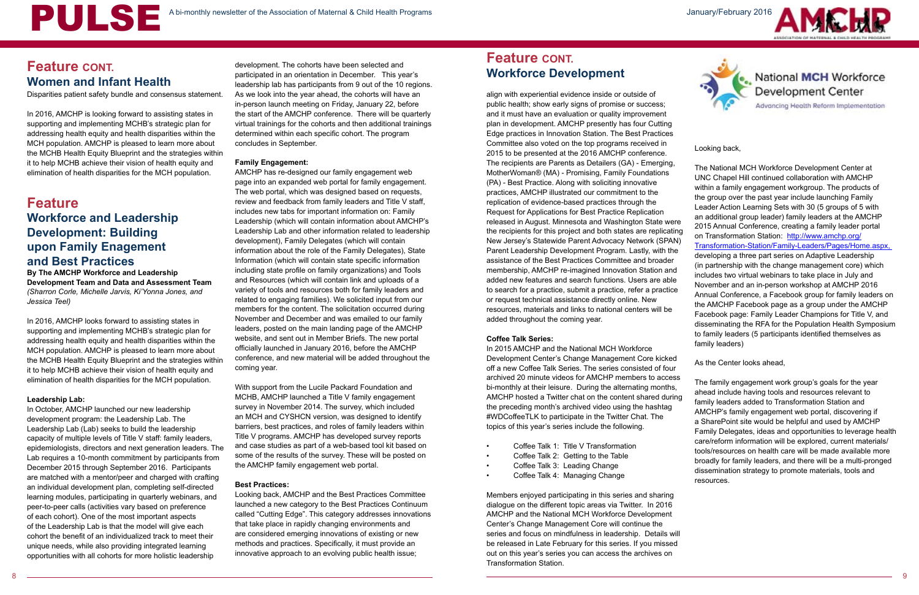## Feature CONT.

### Women and Infant Health

Disparities patient safety bundle and consensus statement.

In 2016, AMCHP is looking forward to assisting states in supporting and implementing MCHB's strategic plan for addressing health equity and health disparities within the MCH population. AMCHP is pleased to learn more about the MCHB Health Equity Blueprint and the strategies within it to help MCHB achieve their vision of health equity and elimination of health disparities for the MCH population.

## Feature

### Workforce and Leadership Development: Building upon Family Engagement and Best Practices

**By The AMCHP Workforce and Leadership Development Team and Data and Assessment Team**
*(Sharron Corle, Michelle Jarvis, Ki'Yonna Jones, and Jessica Teel)*

In 2016, AMCHP looks forward to assisting states in supporting and implementing MCHB's strategic plan for addressing health equity and health disparities within the MCH population. AMCHP is pleased to learn more about the MCHB Health Equity Blueprint and the strategies within it to help MCHB achieve their vision of health equity and elimination of health disparities for the MCH population.

**Leadership Lab:**
In October, AMCHP launched our new leadership development program: the Leadership Lab. The Leadership Lab (Lab) seeks to build the leadership capacity of multiple levels of Title V staff: family leaders, epidemiologists, directors and next generation leaders. The Lab requires a 10-month commitment by participants from December 2015 through September 2016. Participants are matched with a mentor/peer and charged with crafting an individual development plan, completing self-directed learning modules, participating in quarterly webinars, and peer-to-peer calls (activities vary based on preference of each cohort). One of the most important aspects of the Leadership Lab is that the model will give each cohort the benefit of an individualized track to meet their unique needs, while also providing integrated learning opportunities with all cohorts for more holistic leadership development. The cohorts have been selected and participated in an orientation in December. This year's leadership lab has participants from 9 out of the 10 regions. As we look into the year ahead, the cohorts will have an in-person launch meeting on Friday, January 22, before the start of the AMCHP conference. There will be quarterly virtual trainings for the cohorts and then additional trainings determined within each specific cohort. The program concludes in September.

**Family Engagement:**
AMCHP has re-designed our family engagement web page into an expanded web portal for family engagement. The web portal, which was designed based on requests, review and feedback from family leaders and Title V staff, includes new tabs for important information on: Family Leadership (which will contain information about AMCHP's Leadership Lab and other information related to leadership development), Family Delegates (which will contain information about the role of the Family Delegates), State Information (which will contain state specific information including state profile on family organizations) and Tools and Resources (which will contain links and uploads of a variety of tools and resources both for family leaders and related to engaging families). We solicited input from our members for the content. The solicitation occurred during November and December and was emailed to our family leaders, posted on the main landing page of the AMCHP website, and sent out in Member Briefs. The new portal officially launched in January 2016, before the AMCHP conference, and new material will be added throughout the coming year.

With support from the Lucile Packard Foundation and MCHB, AMCHP launched a Title V family engagement survey in November 2014. The survey, which included an MCH and CYSHCN version, was designed to identify barriers, best practices, and roles of family leaders within Title V programs. AMCHP has developed survey reports and case studies as part of a web-based tool kit based on some of the results of the survey. These will be posted on the AMCHP family engagement web portal.

**Best Practices:**
Looking back, AMCHP and the Best Practices Committee launched a new category to the Best Practices Continuum called "Cutting Edge". This category addresses innovations that take place in rapidly changing environments and are considered emerging innovations of existing or new methods and practices. Specifically, it must provide an innovative approach to an evolving public health issue; align with experiential evidence inside or outside of public health; show early signs of promise or success; and it must have an evaluation or quality improvement plan in development. AMCHP presently has four Cutting Edge practices in Innovation Station. The Best Practices Committee also voted on the top programs received in 2015 to be presented at the 2016 AMCHP conference. The recipients are Parents as Detailers (GA) - Emerging, MotherWoman® (MA) - Promising, Family Foundations (PA) - Best Practice. Along with soliciting innovative practices, AMCHP illustrated our commitment to the replication of evidence-based practices through the Request for Applications for Best Practice Replication released in August. Minnesota and Washington State were the recipients for this project and both states are replicating New Jersey's Statewide Parent Advocacy Network (SPAN) Parent Leadership Development Program. Lastly, with the assistance of the Best Practices Committee and broader membership, AMCHP re-imagined Innovation Station and added new features and search functions. Users are able to search for a practice, submit a practice, refer a practice or request technical assistance directly online. New resources, materials and links to national centers will be added throughout the coming year.

**Coffee Talk Series:**
In 2015 AMCHP and the National MCH Workforce Development Center's Change Management Core kicked off a new Coffee Talk Series. The series consisted of four archived 20 minute videos for AMCHP members to access bi-monthly at their leisure. During the alternating months, AMCHP hosted a Twitter chat on the content shared during the preceding month's archived video using the hashtag #WDCoffeeTLK to participate in the Twitter Chat. The topics of this year's series include the following.

- Coffee Talk 1: Title V Transformation
- Coffee Talk 2: Getting to the Table
- Coffee Talk 3: Leading Change
- Coffee Talk 4: Managing Change

Members enjoyed participating in this series and sharing dialogue on the different topic areas via Twitter. In 2016 AMCHP and the National MCH Workforce Development Center's Change Management Core will continue the series and focus on mindfulness in leadership. Details will be released in Late February for this series. If you missed out on this year's series you can access the archives on Transformation Station.

National MCH Workforce Development Center
Advancing Health Reform Implementation

Looking back,

The National MCH Workforce Development Center at UNC Chapel Hill continued collaboration with AMCHP within a family engagement workgroup. The products of the group over the past year include launching Family Leader Action Learning Sets with 30 (5 groups of 5 with an additional group leader) family leaders at the AMCHP 2015 Annual Conference, creating a family leader portal on Transformation Station: http://www.amchp.org/Transformation-Station/Family-Leaders/Pages/Home.aspx, developing a three part series on Adaptive Leadership (in partnership with the change management core) which includes two virtual webinars to take place in July and November and an in-person workshop at AMCHP 2016 Annual Conference, a Facebook group for family leaders on the AMCHP Facebook page as a group under the AMCHP Facebook page: Family Leader Champions for Title V, and disseminating the RFA for the Population Health Symposium to family leaders (5 participants identified themselves as family leaders)

As the Center looks ahead,

The family engagement work group's goals for the year ahead include having tools and resources relevant to family leaders added to Transformation Station and AMCHP's family engagement web portal, discovering if a SharePoint site would be helpful and used by AMCHP Family Delegates, ideas and opportunities to leverage health care/reform information will be explored, current materials/tools/resources on health care will be made available more broadly for family leaders, and there will be a multi-pronged dissemination strategy to promote materials, tools and resources.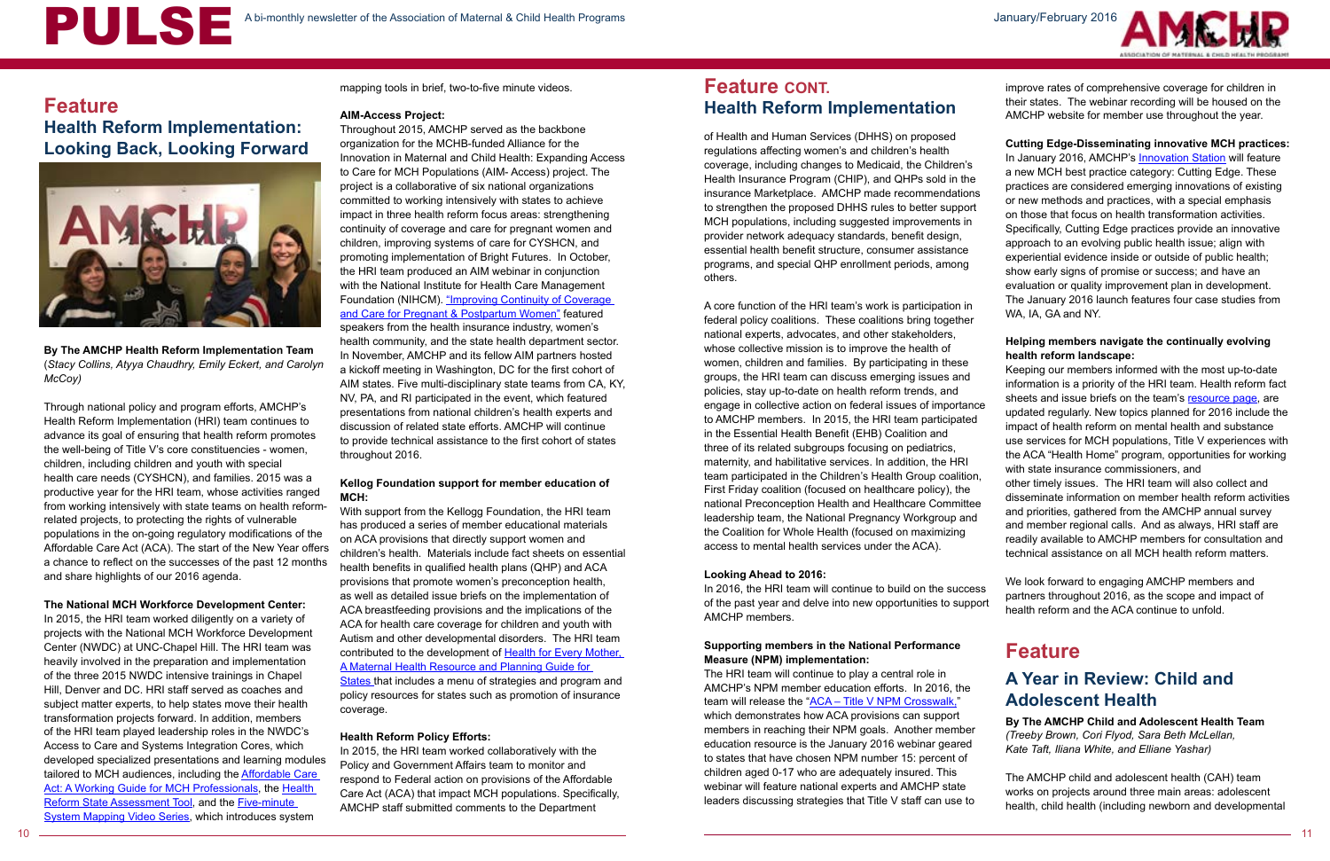# Feature
## Health Reform Implementation: Looking Back, Looking Forward

**By The AMCHP Health Reform Implementation Team**
(*Stacy Collins, Atyya Chaudhry, Emily Eckert, and Carolyn McCoy*)

Through national policy and program efforts, AMCHP's Health Reform Implementation (HRI) team continues to advance its goal of ensuring that health reform promotes the well-being of Title V's core constituencies - women, children, including children and youth with special health care needs (CYSHCN), and families. 2015 was a productive year for the HRI team, whose activities ranged from working intensively with state teams on health reform-related projects, to protecting the rights of vulnerable populations in the on-going regulatory modifications of the Affordable Care Act (ACA). The start of the New Year offers a chance to reflect on the successes of the past 12 months and share highlights of our 2016 agenda.

**The National MCH Workforce Development Center:**
In 2015, the HRI team worked diligently on a variety of projects with the National MCH Workforce Development Center (NWDC) at UNC-Chapel Hill. The HRI team was heavily involved in the preparation and implementation of the three 2015 NWDC intensive trainings in Chapel Hill, Denver and DC. HRI staff served as coaches and subject matter experts, to help states move their health transformation projects forward. In addition, members of the HRI team played leadership roles in the NWDC's Access to Care and Systems Integration Cores, which developed specialized presentations and learning modules tailored to MCH audiences, including the Affordable Care Act: A Working Guide for MCH Professionals, the Health Reform State Assessment Tool, and the Five-minute System Mapping Video Series, which introduces system mapping tools in brief, two-to-five minute videos.

**AIM-Access Project:**
Throughout 2015, AMCHP served as the backbone organization for the MCHB-funded Alliance for the Innovation in Maternal and Child Health: Expanding Access to Care for MCH Populations (AIM- Access) project. The project is a collaborative of six national organizations committed to working intensively with states to achieve impact in three health reform focus areas: strengthening continuity of coverage and care for pregnant women and children, improving systems of care for CYSHCN, and promoting implementation of Bright Futures. In October, the HRI team produced an AIM webinar in conjunction with the National Institute for Health Care Management Foundation (NIHCM). "Improving Continuity of Coverage and Care for Pregnant & Postpartum Women" featured speakers from the health insurance industry, women's health community, and the state health department sector. In November, AMCHP and its fellow AIM partners hosted a kickoff meeting in Washington, DC for the first cohort of AIM states. Five multi-disciplinary state teams from CA, KY, NV, PA, and RI participated in the event, which featured presentations from national children's health experts and discussion of related state efforts. AMCHP will continue to provide technical assistance to the first cohort of states throughout 2016.

**Kellog Foundation support for member education of MCH:**
With support from the Kellogg Foundation, the HRI team has produced a series of member educational materials on ACA provisions that directly support women and children's health. Materials include fact sheets on essential health benefits in qualified health plans (QHP) and ACA provisions that promote women's preconception health, as well as detailed issue briefs on the implementation of ACA breastfeeding provisions and the implications of the ACA for health care coverage for children and youth with Autism and other developmental disorders. The HRI team contributed to the development of Health for Every Mother, A Maternal Health Resource and Planning Guide for States that includes a menu of strategies and program and policy resources for states such as promotion of insurance coverage.

**Health Reform Policy Efforts:**
In 2015, the HRI team worked collaboratively with the Policy and Government Affairs team to monitor and respond to Federal action on provisions of the Affordable Care Act (ACA) that impact MCH populations. Specifically, AMCHP staff submitted comments to the Department of Health and Human Services (DHHS) on proposed regulations affecting women's and children's health coverage, including changes to Medicaid, the Children's Health Insurance Program (CHIP), and QHPs sold in the insurance Marketplace. AMCHP made recommendations to strengthen the proposed DHHS rules to better support MCH populations, including suggested improvements in provider network adequacy standards, benefit design, essential health benefit structure, consumer assistance programs, and special QHP enrollment periods, among others.

A core function of the HRI team's work is participation in federal policy coalitions. These coalitions bring together national experts, advocates, and other stakeholders, whose collective mission is to improve the health of women, children and families. By participating in these groups, the HRI team can discuss emerging issues and policies, stay up-to-date on health reform trends, and engage in collective action on federal issues of importance to AMCHP members. In 2015, the HRI team participated in the Essential Health Benefit (EHB) Coalition and three of its related subgroups focusing on pediatrics, maternity, and habilitative services. In addition, the HRI team participated in the Children's Health Group coalition, First Friday coalition (focused on healthcare policy), the national Preconception Health and Healthcare Committee leadership team, the National Pregnancy Workgroup and the Coalition for Whole Health (focused on maximizing access to mental health services under the ACA).

**Looking Ahead to 2016:**
In 2016, the HRI team will continue to build on the success of the past year and delve into new opportunities to support AMCHP members.

**Supporting members in the National Performance Measure (NPM) implementation:**
The HRI team will continue to play a central role in AMCHP's NPM member efforts. In 2016, the team will release the "ACA – Title V NPM Crosswalk," which demonstrates how ACA provisions can support members in reaching their NPM goals. Another member education resource is the January 2016 webinar geared to states that have chosen NPM number 15: percent of children aged 0-17 who are adequately insured. This webinar will feature national experts and AMCHP state leaders discussing strategies that Title V staff can use to improve rates of comprehensive coverage for children in their states. The webinar recording will be housed on the AMCHP website for member use throughout the year.

**Cutting Edge-Disseminating innovative MCH practices:**
In January 2016, AMCHP's Innovation Station will feature a new MCH best practice category: Cutting Edge. These practices are considered emerging innovations of existing or new methods and practices, with a special emphasis on those that focus on health transformation activities. Specifically, Cutting Edge practices provide an innovative approach to an evolving public health issue; align with experiential evidence inside or outside of public health; show early signs of promise or success; and have an evaluation or quality improvement plan in development. The January 2016 launch features four case studies from WA, IA, GA and NY.

**Helping members navigate the continually evolving health reform landscape:**
Keeping our members informed with the most up-to-date information is a priority of the HRI team. Health reform fact sheets and issue briefs on the team's resource page, are updated regularly. New topics planned for 2016 include the impact of health reform on mental health and substance use services for MCH populations, Title V experiences with the ACA "Health Home" program, opportunities for working with state insurance commissioners, and other timely issues. The HRI team will also collect and disseminate information on member health reform activities and priorities, gathered from the AMCHP annual survey and member regional calls. And as always, HRI staff are readily available to AMCHP members for consultation and technical assistance on all MCH health reform matters.

We look forward to engaging AMCHP members and partners throughout 2016, as the scope and impact of health reform and the ACA continue to unfold.

# Feature
## A Year in Review: Child and Adolescent Health

**By The AMCHP Child and Adolescent Health Team**
*(Treeby Brown, Cori Flyod, Sara Beth McLellan, Kate Taft, Iliana White, and Elliane Yashar)*

The AMCHP child and adolescent health (CAH) team works on projects around three main areas: adolescent health, child health (including newborn and developmental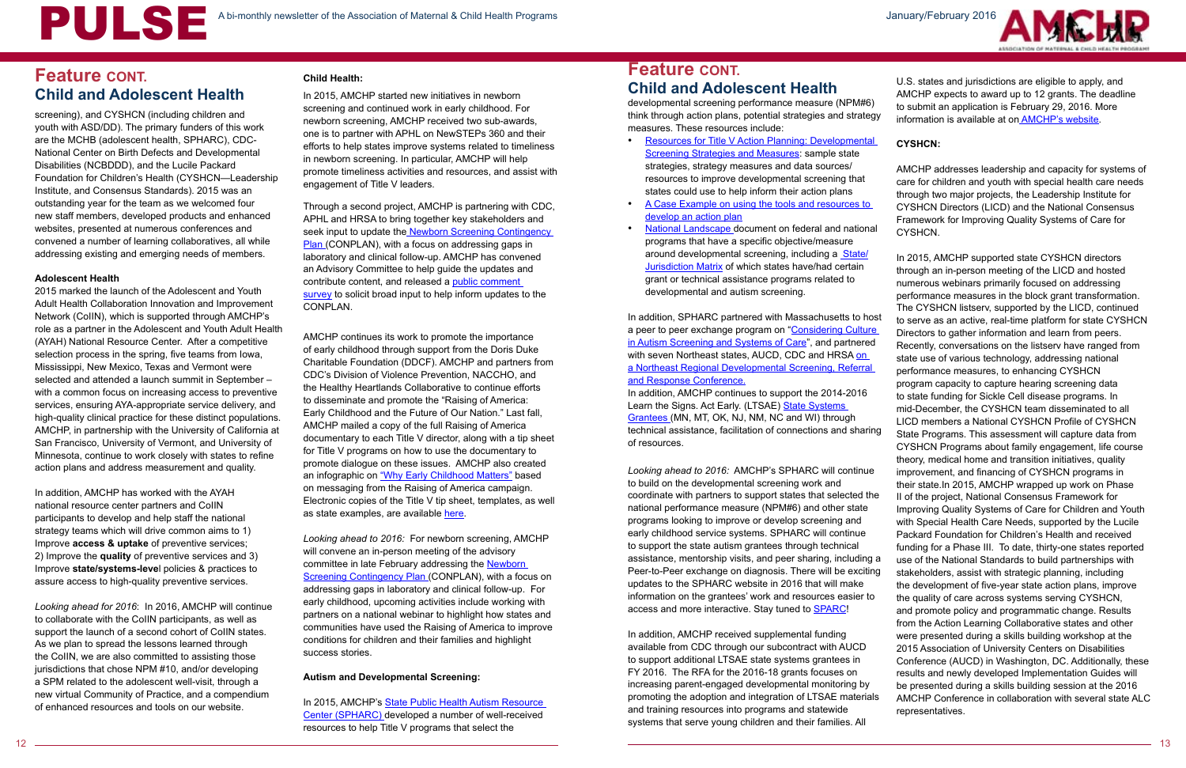## Feature CONT.
## Child and Adolescent Health

screening), and CYSHCN (including children and youth with ASD/DD). The primary funders of this work are the MCHB (adolescent health, SPHARC), CDC-National Center on Birth Defects and Developmental Disabilities (NCBDDD), and the Lucile Packard Foundation for Children's Health (CYSHCN—Leadership Institute, and Consensus Standards). 2015 was an outstanding year for the team as we welcomed four new staff members, developed products and enhanced websites, presented at numerous conferences and convened a number of learning collaboratives, all while addressing existing and emerging needs of members.

**Adolescent Health**

2015 marked the launch of the Adolescent and Youth Adult Health Collaboration Innovation and Improvement Network (CoIIN), which is supported through AMCHP's role as a partner in the Adolescent and Youth Adult Health (AYAH) National Resource Center. After a competitive selection process in the spring, five teams from Iowa, Mississippi, New Mexico, Texas and Vermont were selected and attended a launch summit in September – with a common focus on increasing access to preventive services, ensuring AYA-appropriate service delivery, and high-quality clinical practice for these distinct populations. AMCHP, in partnership with the University of California at San Francisco, University of Vermont, and University of Minnesota, continue to work closely with states to refine action plans and address measurement and quality.

In addition, AMCHP has worked with the AYAH national resource center partners and CoIIN participants to develop and help staff the national strategy teams which will drive common aims to 1) Improve **access & uptake** of preventive services; 2) Improve the **quality** of preventive services and 3) Improve **state/systems-leve**l policies & practices to assure access to high-quality preventive services.

*Looking ahead for 2016*: In 2016, AMCHP will continue to collaborate with the CoIIN participants, as well as support the launch of a second cohort of CoIIN states. As we plan to spread the lessons learned through the CoIIN, we are also committed to assisting those jurisdictions that chose NPM #10, and/or developing a SPM related to the adolescent well-visit, through a new virtual Community of Practice, and a compendium of enhanced resources and tools on our website.

**Child Health:**

In 2015, AMCHP started new initiatives in newborn screening and continued work in early childhood. For newborn screening, AMCHP received two sub-awards, one is to partner with APHL on NewSTEPs 360 and their efforts to help states improve systems related to timeliness in newborn screening. In particular, AMCHP will help promote timeliness activities and resources, and assist with engagement of Title V leaders.

Through a second project, AMCHP is partnering with CDC, APHL and HRSA to bring together key stakeholders and seek input to update the Newborn Screening Contingency Plan (CONPLAN), with a focus on addressing gaps in laboratory and clinical follow-up. AMCHP has convened an Advisory Committee to help guide the updates and contribute content, and released a public comment survey to solicit broad input to help inform updates to the CONPLAN.

AMCHP continues its work to promote the importance of early childhood through support from the Doris Duke Charitable Foundation (DDCF). AMCHP and partners from CDC's Division of Violence Prevention, NACCHO, and the Healthy Heartlands Collaborative to continue efforts to disseminate and promote the "Raising of America: Early Childhood and the Future of Our Nation." Last fall, AMCHP mailed a copy of the full Raising of America documentary to each Title V director, along with a tip sheet for Title V programs on how to use the documentary to promote dialogue on these issues. AMCHP also created an infographic on "Why Early Childhood Matters" based on messaging from the Raising of America campaign. Electronic copies of the Title V tip sheet, templates, as well as state examples, are available here.

*Looking ahead to 2016:* For newborn screening, AMCHP will convene an in-person meeting of the advisory committee in late February addressing the Newborn Screening Contingency Plan (CONPLAN), with a focus on addressing gaps in laboratory and clinical follow-up. For early childhood, upcoming activities include working with partners on a national webinar to highlight how states and communities have used the Raising of America to improve conditions for children and their families and highlight success stories.

**Autism and Developmental Screening:**

In 2015, AMCHP's State Public Health Autism Resource Center (SPHARC) developed a number of well-received resources to help Title V programs that select the developmental screening performance measure (NPM#6) think through action plans, potential strategies and strategy measures. These resources include:

- Resources for Title V Action Planning: Developmental Screening Strategies and Measures: sample state strategies, strategy measures and data sources/ resources to improve developmental screening that states could use to help inform their action plans
- A Case Example on using the tools and resources to develop an action plan
- National Landscape document on federal and national programs that have a specific objective/measure around developmental screening, including a State/ Jurisdiction Matrix of which states have/had certain grant or technical assistance programs related to developmental and autism screening.

In addition, SPHARC partnered with Massachusetts to host a peer to peer exchange program on "Considering Culture in Autism Screening and Systems of Care", and partnered with seven Northeast states, AUCD, CDC and HRSA on a Northeast Regional Developmental Screening, Referral and Response Conference.

In addition, AMCHP continues to support the 2014-2016 Learn the Signs. Act Early. (LTSAE) State Systems Grantees (MN, MT, OK, NJ, NM, NC and WI) through technical assistance, facilitation of connections and sharing of resources.

*Looking ahead to 2016:* AMCHP's SPHARC will continue to build on the developmental screening work and coordinate with partners to support states that selected the national performance measure (NPM#6) and other state programs looking to improve or develop screening and early childhood service systems. SPHARC will continue to support the state autism grantees through technical assistance, mentorship visits, and peer sharing, including a Peer-to-Peer exchange on diagnosis. There will be exciting updates to the SPHARC website in 2016 that will make information on the grantees' work and resources easier to access and more interactive. Stay tuned to SPARC!

In addition, AMCHP received supplemental funding available from CDC through our subcontract with AUCD to support additional LTSAE state systems grantees in FY 2016. The RFA for the 2016-18 grants focuses on increasing parent-engaged developmental monitoring by promoting the adoption and integration of LTSAE materials and training resources into programs and statewide systems that serve young children and their families. All U.S. states and jurisdictions are eligible to apply, and AMCHP expects to award up to 12 grants. The deadline to submit an application is February 29, 2016. More information is available at on AMCHP's website.

**CYSHCN:**

AMCHP addresses leadership and capacity for systems of care for children and youth with special health care needs through two major projects, the Leadership Institute for CYSHCN Directors (LICD) and the National Consensus Framework for Improving Quality Systems of Care for CYSHCN.

In 2015, AMCHP supported state CYSHCN directors through an in-person meeting of the LICD and hosted numerous webinars primarily focused on addressing performance measures in the block grant transformation. The CYSHCN listserv, supported by the LICD, continued to serve as an active, real-time platform for state CYSHCN Directors to gather information and learn from peers. Recently, conversations on the listserv have ranged from state use of various technology, addressing national performance measures, to enhancing CYSHCN program capacity to capture hearing screening data to state funding for Sickle Cell disease programs. In mid-December, the CYSHCN team disseminated to all LICD members a National CYSHCN Profile of CYSHCN State Programs. This assessment will capture data from CYSHCN Programs about family engagement, life course theory, medical home and transition initiatives, quality improvement, and financing of CYSHCN programs in their state.In 2015, AMCHP wrapped up work on Phase II of the project, National Consensus Framework for Improving Quality Systems of Care for Children and Youth with Special Health Care Needs, supported by the Lucile Packard Foundation for Children's Health and received funding for a Phase III. To date, thirty-one states reported use of the National Standards to build partnerships with stakeholders, assist with strategic planning, including the development of five-year state action plans, improve the quality of care across systems serving CYSHCN, and promote policy and programmatic change. Results from the Action Learning Collaborative states and other were presented during a skills building workshop at the 2015 Association of University Centers on Disabilities Conference (AUCD) in Washington, DC. Additionally, these results and newly developed Implementation Guides will be presented during a skills building session at the 2016 AMCHP Conference in collaboration with several state ALC representatives.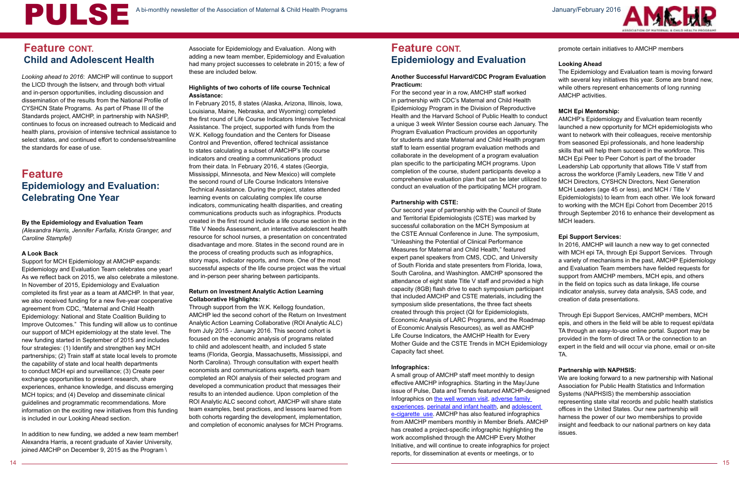## Feature CONT.
## Child and Adolescent Health

*Looking ahead to 2016*: AMCHP will continue to support the LICD through the listserv, and through both virtual and in-person opportunities, including discussion and dissemination of the results from the National Profile of CYSHCN State Programs. As part of Phase III of the Standards project, AMCHP, in partnership with NASHP, continues to focus on increased outreach to Medicaid and health plans, provision of intensive technical assistance to select states, and continued effort to condense/streamline the standards for ease of use.

# Feature
## Epidemiology and Evaluation: Celebrating One Year

**By the Epidemiology and Evaluation Team**
*(Alexandra Harris, Jennifer Farfalla, Krista Granger, and Caroline Stampfel)*

**A Look Back**

Support for MCH Epidemiology at AMCHP expands: Epidemiology and Evaluation Team celebrates one year! As we reflect back on 2015, we also celebrate a milestone. In November of 2015, Epidemiology and Evaluation completed its first year as a team at AMCHP. In that year, we also received funding for a new five-year cooperative agreement from CDC, "Maternal and Child Health Epidemiology: National and State Coalition Building to Improve Outcomes." This funding will allow us to continue our support of MCH epidemiology at the state level. The new funding started in September of 2015 and includes four strategies: (1) Identify and strengthen key MCH partnerships; (2) Train staff at state local levels to promote the capability of state and local health departments to conduct MCH epi and surveillance; (3) Create peer exchange opportunities to present research, share experiences, enhance knowledge, and discuss emerging MCH topics; and (4) Develop and disseminate clinical guidelines and programmatic recommendations. More information on the exciting new initiatives from this funding is included in our Looking Ahead section.

In addition to new funding, we added a new team member! Alexandra Harris, a recent graduate of Xavier University, joined AMCHP on December 9, 2015 as the Program \ Associate for Epidemiology and Evaluation. Along with adding a new team member, Epidemiology and Evaluation had many project successes to celebrate in 2015; a few of these are included below.

**Highlights of two cohorts of life course Technical Assistance:**

In February 2015, 8 states (Alaska, Arizona, Illinois, Iowa, Louisiana, Maine, Nebraska, and Wyoming) completed the first round of Life Course Indicators Intensive Technical Assistance. The project, supported with funds from the W.K. Kellogg foundation and the Centers for Disease Control and Prevention, offered technical assistance to states calculating a subset of AMCHP's life course indicators and creating a communications product from their data. In February 2016, 4 states (Georgia, Mississippi, Minnesota, and New Mexico) will complete the second round of Life Course Indicators Intensive Technical Assistance. During the project, states attended learning events on calculating complex life course indicators, communicating health disparities, and creating communications products such as infographics. Products created in the first round include a life course section in the Title V Needs Assessment, an interactive adolescent health resource for school nurses, a presentation on concentrated disadvantage and more. States in the second round are in the process of creating products such as infographics, story maps, indicator reports, and more. One of the most successful aspects of the life course project was the virtual and in-person peer sharing between participants.

**Return on Investment Analytic Action Learning Collaborative Highlights:**

Through support from the W.K. Kellogg foundation, AMCHP led the second cohort of the Return on Investment Analytic Action Learning Collaborative (ROI Analytic ALC) from July 2015 - January 2016. This second cohort is focused on the economic analysis of programs related to child and adolescent health, and included 5 state teams (Florida, Georgia, Massachusetts, Mississippi, and North Carolina). Through consultation with expert health economists and communications experts, each team completed an ROI analysis of their selected program and developed a communication product that messages their results to an intended audience. Upon completion of the ROI Analytic ALC second cohort, AMCHP will share state team examples, best practices, and lessons learned from both cohorts regarding the development, implementation, and completion of economic analyses for MCH Programs.

## Feature CONT.
## Epidemiology and Evaluation

**Another Successful Harvard/CDC Program Evaluation Practicum:**

For the second year in a row, AMCHP staff worked in partnership with CDC's Maternal and Child Health Epidemiology Program in the Division of Reproductive Health and the Harvard School of Public Health to conduct a unique 3 week Winter Session course each January. The Program Evaluation Practicum provides an opportunity for students and state Maternal and Child Health program staff to learn essential program evaluation methods and collaborate in the development of a program evaluation plan specific to the participating MCH programs. Upon completion of the course, student participants develop a comprehensive evaluation plan that can be later utilized to conduct an evaluation of the participating MCH program.

**Partnership with CSTE:**

Our second year of partnership with the Council of State and Territorial Epidemiologists (CSTE) was marked by successful collaboration on the MCH Symposium at the CSTE Annual Conference in June. The symposium, "Unleashing the Potential of Clinical Performance Measures for Maternal and Child Health," featured expert panel speakers from CMS, CDC, and University of South Florida and state presenters from Florida, Iowa, South Carolina, and Washington. AMCHP sponsored the attendance of eight state Title V staff and provided a high capacity (8GB) flash drive to each symposium participant that included AMCHP and CSTE materials, including the symposium slide presentations, the three fact sheets created through this project (QI for Epidemiologists, Economic Analysis of LARC Programs, and the Roadmap of Economic Analysis Resources), as well as AMCHP Life Course Indicators, the AMCHP Health for Every Mother Guide and the CSTE Trends in MCH Epidemiology Capacity fact sheet.

**Infographics:**

A small group of AMCHP staff meet monthly to design effective AMCHP infographics. Starting in the May/June issue of Pulse, Data and Trends featured AMCHP-designed Infographics on the well woman visit, adverse family experiences, perinatal and infant health, and adolescent e-cigarette use. AMCHP has also featured infographics from AMCHP members monthly in Member Briefs. AMCHP has created a project-specific infographic highlighting the work accomplished through the AMCHP Every Mother Initiative, and will continue to create infographics for project reports, for dissemination at events or meetings, or to promote certain initiatives to AMCHP members

**Looking Ahead**

The Epidemiology and Evaluation team is moving forward with several key initiatives this year. Some are brand new, while others represent enhancements of long running AMCHP activities.

**MCH Epi Mentorship:**

AMCHP's Epidemiology and Evaluation team recently launched a new opportunity for MCH epidemiologists who want to network with their colleagues, receive mentorship from seasoned Epi professionals, and hone leadership skills that will help them succeed in the workforce. This MCH Epi Peer to Peer Cohort is part of the broader Leadership Lab opportunity that allows Title V staff from across the workforce (Family Leaders, new Title V and MCH Directors, CYSHCN Directors, Next Generation MCH Leaders (age 45 or less), and MCH / Title V Epidemiologists) to learn from each other. We look forward to working with the MCH Epi Cohort from December 2015 through September 2016 to enhance their development as MCH leaders.

**Epi Support Services:**

In 2016, AMCHP will launch a new way to get connected with MCH epi TA, through Epi Support Services. Through a variety of mechanisms in the past, AMCHP Epidemiology and Evaluation Team members have fielded requests for support from AMCHP members, MCH epis, and others in the field on topics such as data linkage, life course indicator analysis, survey data analysis, SAS code, and creation of data presentations.

Through Epi Support Services, AMCHP members, MCH epis, and others in the field will be able to request epi/data TA through an easy-to-use online portal. Support may be provided in the form of direct TA or the connection to an expert in the field and will occur via phone, email or on-site TA.

**Partnership with NAPHSIS:**

We are looking forward to a new partnership with National Association for Public Health Statistics and Information Systems (NAPHSIS) the membership association representing state vital records and public health statistics offices in the United States. Our new partnership will harness the power of our two memberships to provide insight and feedback to our national partners on key data issues.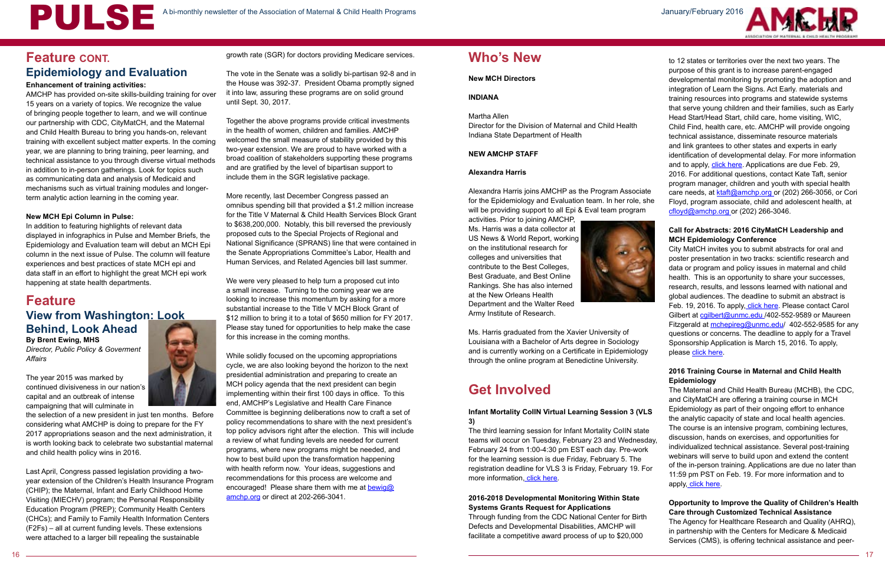## Feature CONT.

### Epidemiology and Evaluation

**Enhancement of training activities:**

AMCHP has provided on-site skills-building training for over 15 years on a variety of topics. We recognize the value of bringing people together to learn, and we will continue our partnership with CDC, CityMatCH, and the Maternal and Child Health Bureau to bring you hands-on, relevant training with excellent subject matter experts. In the coming year, we are planning to bring training, peer learning, and technical assistance to you through diverse virtual methods in addition to in-person gatherings. Look for topics such as communicating data and analysis of Medicaid and mechanisms such as virtual training modules and longer-term analytic action learning in the coming year.

**New MCH Epi Column in Pulse:**

In addition to featuring highlights of relevant data displayed in infographics in Pulse and Member Briefs, the Epidemiology and Evaluation team will debut an MCH Epi column in the next issue of Pulse. The column will feature experiences and best practices of state MCH epi and data staff in an effort to highlight the great MCH epi work happening at state health departments.

## Feature

### View from Washington: Look Behind, Look Ahead

**By Brent Ewing, MHS**

*Director, Public Policy & Goverment Affairs*

The year 2015 was marked by continued divisiveness in our nation's capital and an outbreak of intense campaigning that will culminate in the selection of a new president in just ten months. Before considering what AMCHP is doing to prepare for the FY 2017 appropriations season and the next administration, it is worth looking back to celebrate two substantial maternal and child health policy wins in 2016.

Last April, Congress passed legislation providing a two-year extension of the Children's Health Insurance Program (CHIP); the Maternal, Infant and Early Childhood Home Visiting (MIECHV) program; the Personal Responsibility Education Program (PREP); Community Health Centers (CHCs); and Family to Family Health Information Centers (F2Fs) – all at current funding levels. These extensions were attached to a larger bill repealing the sustainable growth rate (SGR) for doctors providing Medicare services.

The vote in the Senate was a solidly bi-partisan 92-8 and in the House was 392-37. President Obama promptly signed it into law, assuring these programs are on solid ground until Sept. 30, 2017.

Together the above programs provide critical investments in the health of women, children and families. AMCHP welcomed the small measure of stability provided by this two-year extension. We are proud to have worked with a broad coalition of stakeholders supporting these programs and are gratified by the level of bipartisan support to include them in the SGR legislative package.

More recently, last December Congress passed an omnibus spending bill that provided a $1.2 million increase for the Title V Maternal & Child Health Services Block Grant to $638,200,000. Notably, this bill reversed the previously proposed cuts to the Special Projects of Regional and National Significance (SPRANS) line that were contained in the Senate Appropriations Committee's Labor, Health and Human Services, and Related Agencies bill last summer.

We were very pleased to help turn a proposed cut into a small increase. Turning to the coming year we are looking to increase this momentum by asking for a more substantial increase to the Title V MCH Block Grant of $12 million to bring it to a total of $650 million for FY 2017. Please stay tuned for opportunities to help make the case for this increase in the coming months.

While solidly focused on the upcoming appropriations cycle, we are also looking beyond the horizon to the next presidential administration and preparing to create an MCH policy agenda that the next president can begin implementing within their first 100 days in office. To this end, AMCHP's Legislative and Health Care Finance Committee is beginning deliberations now to craft a set of policy recommendations to share with the next president's top policy advisors right after the election. This will include a review of what funding levels are needed for current programs, where new programs might be needed, and how to best build upon the transformation happening with health reform now. Your ideas, suggestions and recommendations for this process are welcome and encouraged! Please share them with me at [bewig@amchp.org](mailto:bewig@amchp.org) or direct at 202-266-3041.

## Who's New

**New MCH Directors**

**INDIANA**

Martha Allen
Director for the Division of Maternal and Child Health
Indiana State Department of Health

**NEW AMCHP STAFF**

**Alexandra Harris**

Alexandra Harris joins AMCHP as the Program Associate for the Epidemiology and Evaluation team. In her role, she will be providing support to all Epi & Eval team program activities. Prior to joining AMCHP, Ms. Harris was a data collector at US News & World Report, working on the institutional research for colleges and universities that contribute to the Best Colleges, Best Graduate, and Best Online Rankings. She has also interned at the New Orleans Health Department and the Walter Reed Army Institute of Research.

Ms. Harris graduated from the Xavier University of Louisiana with a Bachelor of Arts degree in Sociology and is currently working on a Certificate in Epidemiology through the online program at Benedictine University.

## Get Involved

**Infant Mortality CoIIN Virtual Learning Session 3 (VLS 3)**

The third learning session for Infant Mortality CoIIN state teams will occur on Tuesday, February 23 and Wednesday, February 24 from 1:00-4:30 pm EST each day. Pre-work for the learning session is due Friday, February 5. The registration deadline for VLS 3 is Friday, February 19. For more information, click here.

**2016-2018 Developmental Monitoring Within State Systems Grants Request for Applications**

Through funding from the CDC National Center for Birth Defects and Developmental Disabilities, AMCHP will facilitate a competitive award process of up to $20,000 to 12 states or territories over the next two years. The purpose of this grant is to increase parent-engaged developmental monitoring by promoting the adoption and integration of Learn the Signs. Act Early. materials and training resources into programs and statewide systems that serve young children and their families, such as Early Head Start/Head Start, child care, home visiting, WIC, Child Find, health care, etc. AMCHP will provide ongoing technical assistance, disseminate resource materials and link grantees to other states and experts in early identification of developmental delay. For more information and to apply, click here. Applications are due Feb. 29, 2016. For additional questions, contact Kate Taft, senior program manager, children and youth with special health care needs, at [ktaft@amchp.org](mailto:ktaft@amchp.org) or (202) 266-3056, or Cori Floyd, program associate, child and adolescent health, at [cfloyd@amchp.org](mailto:cfloyd@amchp.org) or (202) 266-3046.

**Call for Abstracts: 2016 CityMatCH Leadership and MCH Epidemiology Conference**

City MatCH invites you to submit abstracts for oral and poster presentation in two tracks: scientific research and data or program and policy issues in maternal and child health. This is an opportunity to share your successes, research, results, and lessons learned with national and global audiences. The deadline to submit an abstract is Feb. 19, 2016. To apply, click here. Please contact Carol Gilbert at [cgilbert@unmc.edu](mailto:cgilbert@unmc.edu) /402-552-9589 or Maureen Fitzgerald at [mchepireg@unmc.edu](mailto:mchepireg@unmc.edu)/ 402-552-9585 for any questions or concerns. The deadline to apply for a Travel Sponsorship Application is March 15, 2016. To apply, please click here.

**2016 Training Course in Maternal and Child Health Epidemiology**

The Maternal and Child Health Bureau (MCHB), the CDC, and CityMatCH are offering a training course in MCH Epidemiology as part of their ongoing effort to enhance the analytic capacity of state and local health agencies. The course is an intensive program, combining lectures, discussion, hands on exercises, and opportunities for individualized technical assistance. Several post-training webinars will serve to build upon and extend the content of the in-person training. Applications are due no later than 11:59 pm PST on Feb. 19. For more information and to apply, click here.

**Opportunity to Improve the Quality of Children's Health Care through Customized Technical Assistance**

The Agency for Healthcare Research and Quality (AHRQ), in partnership with the Centers for Medicare & Medicaid Services (CMS), is offering technical assistance and peer-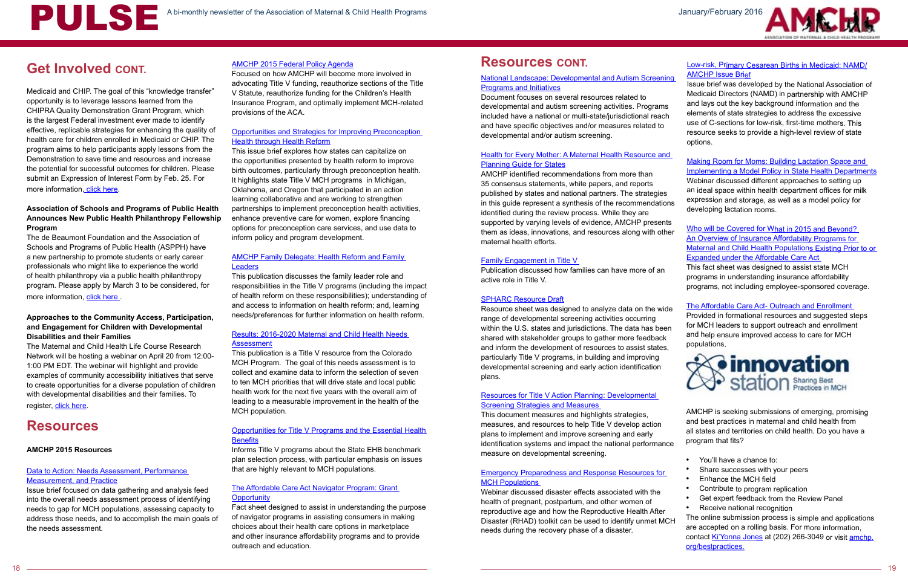# Get Involved CONT.

Medicaid and CHIP. The goal of this "knowledge transfer" opportunity is to leverage lessons learned from the CHIPRA Quality Demonstration Grant Program, which is the largest Federal investment ever made to identify effective, replicable strategies for enhancing the quality of health care for children enrolled in Medicaid or CHIP. The program aims to help participants apply lessons from the Demonstration to save time and resources and increase the potential for successful outcomes for children. Please submit an Expression of Interest Form by Feb. 25. For more information, click here.

**Association of Schools and Programs of Public Health Announces New Public Health Philanthropy Fellowship Program**

The de Beaumont Foundation and the Association of Schools and Programs of Public Health (ASPPH) have a new partnership to promote students or early career professionals who might like to experience the world of health philanthropy via a public health philanthropy program. Please apply by March 3 to be considered, for more information, click here.

**Approaches to the Community Access, Participation, and Engagement for Children with Developmental Disabilities and their Families**

The Maternal and Child Health Life Course Research Network will be hosting a webinar on April 20 from 12:00-1:00 PM EDT. The webinar will highlight and provide examples of community accessibility initiatives that serve to create opportunities for a diverse population of children with developmental disabilities and their families. To register, click here.

# Resources

**AMCHP 2015 Resources**

Data to Action: Needs Assessment, Performance Measurement, and Practice
Issue brief focused on data gathering and analysis feed into the overall needs assessment process of identifying needs to gap for MCH populations, assessing capacity to address those needs, and to accomplish the main goals of the needs assessment.

AMCHP 2015 Federal Policy Agenda
Focused on how AMCHP will become more involved in advocating Title V funding, reauthorize sections of the Title V Statute, reauthorize funding for the Children's Health Insurance Program, and optimally implement MCH-related provisions of the ACA.

Opportunities and Strategies for Improving Preconception Health through Health Reform
This issue brief explores how states can capitalize on the opportunities presented by health reform to improve birth outcomes, particularly through preconception health. It highlights state Title V MCH programs in Michigan, Oklahoma, and Oregon that participated in an action learning collaborative and are working to strengthen partnerships to implement preconception health activities, enhance preventive care for women, explore financing options for preconception care services, and use data to inform policy and program development.

AMCHP Family Delegate: Health Reform and Family Leaders
This publication discusses the family leader role and responsibilities in the Title V programs (including the impact of health reform on these responsibilities); understanding of and access to information on health reform; and, learning needs/preferences for further information on health reform.

Results: 2016-2020 Maternal and Child Health Needs Assessment
This publication is a Title V resource from the Colorado MCH Program. The goal of this needs assessment is to collect and examine data to inform the selection of seven to ten MCH priorities that will drive state and local public health work for the next five years with the overall aim of leading to a measurable improvement in the health of the MCH population.

Opportunities for Title V Programs and the Essential Health Benefits
Informs Title V programs about the State EHB benchmark plan selection process, with particular emphasis on issues that are highly relevant to MCH populations.

The Affordable Care Act Navigator Program: Grant Opportunity
Fact sheet designed to assist in understanding the purpose of navigator programs in assisting consumers in making choices about their health care options in marketplace and other insurance affordability programs and to provide outreach and education.

# Resources CONT.

National Landscape: Developmental and Autism Screening Programs and Initiatives
Document focuses on several resources related to developmental and autism screening activities. Programs included have a national or multi-state/jurisdictional reach and have specific objectives and/or measures related to developmental and/or autism screening.

Health for Every Mother: A Maternal Health Resource and Planning Guide for States
AMCHP identified recommendations from more than 35 consensus statements, white papers, and reports published by states and national partners. The strategies in this guide represent a synthesis of the recommendations identified during the review process. While they are supported by varying levels of evidence, AMCHP presents them as ideas, innovations, and resources along with other maternal health efforts.

Family Engagement in Title V
Publication discussed how families can have more of an active role in Title V.

SPHARC Resource Draft
Resource sheet was designed to analyze data on the wide range of developmental screening activities occurring within the U.S. states and jurisdictions. The data has been shared with stakeholder groups to gather more feedback and inform the development of resources to assist states, particularly Title V programs, in building and improving developmental screening and early action identification plans.

Resources for Title V Action Planning: Developmental Screening Strategies and Measures
This document measures and highlights strategies, measures, and resources to help Title V develop action plans to implement and improve screening and early identification systems and impact the national performance measure on developmental screening.

Emergency Preparedness and Response Resources for MCH Populations
Webinar discussed disaster effects associated with the health of pregnant, postpartum, and other women of reproductive age and how the Reproductive Health After Disaster (RHAD) toolkit can be used to identify unmet MCH needs during the recovery phase of a disaster.

Low-risk, Primary Cesarean Births in Medicaid: NAMD/AMCHP Issue Brief
Issue brief was developed by the National Association of Medicaid Directors (NAMD) in partnership with AMCHP and lays out the key background information and the elements of state strategies to address the excessive use of C-sections for low-risk, first-time mothers. This resource seeks to provide a high-level review of state options.

Making Room for Moms: Building Lactation Space and Implementing a Model Policy in State Health Departments
Webinar discussed different approaches to setting up an ideal space within health department offices for milk expression and storage, as well as a model policy for developing lactation rooms.

Who will be Covered for What in 2015 and Beyond? An Overview of Insurance Affordability Programs for Maternal and Child Health Populations Existing Prior to or Expanded under the Affordable Care Act
This fact sheet was designed to assist state MCH programs in understanding insurance affordability programs, not including employee-sponsored coverage.

The Affordable Care Act- Outreach and Enrollment
Provided in formational resources and suggested steps for MCH leaders to support outreach and enrollment and help ensure improved access to care for MCH populations.

**innovation station** Sharing Best Practices in MCH

AMCHP is seeking submissions of emerging, promising and best practices in maternal and child health from all states and territories on child health. Do you have a program that fits?

- You'll have a chance to:
- Share successes with your peers
- Enhance the MCH field
- Contribute to program replication
- Get expert feedback from the Review Panel
- Receive national recognition

The online submission process is simple and applications are accepted on a rolling basis. For more information, contact Ki'Yonna Jones at (202) 266-3049 or visit amchp.org/bestpractices.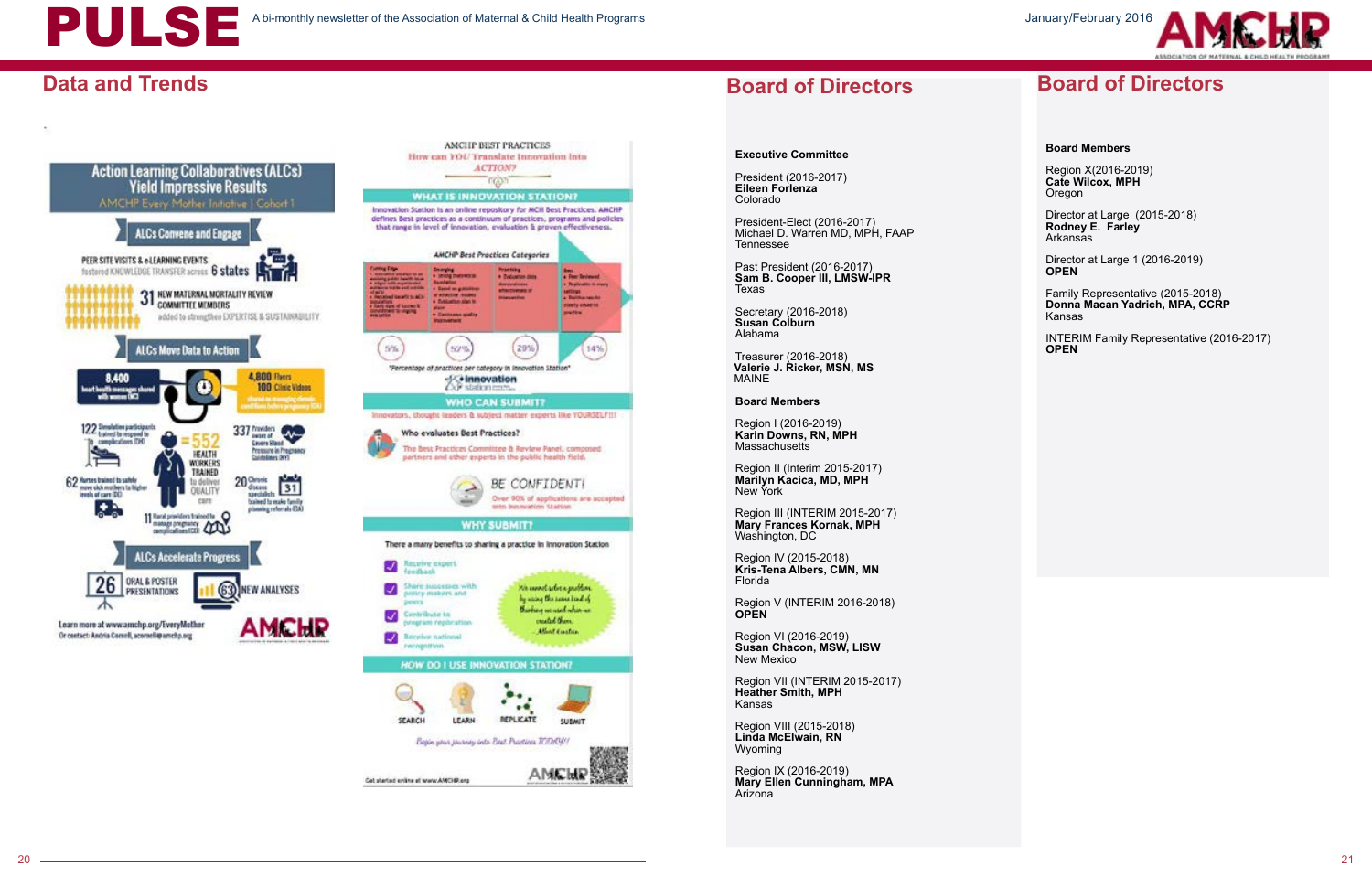## Data and Trends

### Action Learning Collaboratives (ALCs) Yield Impressive Results

AMCHP Every Mother Initiative | Cohort 1

**ALCs Convene and Engage**

PEER SITE VISITS & e-LEARNING EVENTS fostered KNOWLEDGE TRANSFER across 6 states

31 NEW MATERNAL MORTALITY REVIEW COMMITTEE MEMBERS added to strengthen EXPERTISE & SUSTAINABILITY

**ALCs Move Data to Action**

8,400 heart health messages shared with women (NC)

4,800 Flyers 100 Clinic Videos shared on managing chronic conditions before pregnancy (GA)

122 Simulation participants trained to respond to complications (OH)

= 552 HEALTH WORKERS TRAINED to deliver QUALITY care

337 Providers aware of Severe Blood Pressure in Pregnancy Guidelines (NY)

62 Nurses trained to safely move sick mothers to higher levels of care (DE)

20 Chronic disease specialists trained to make family planning referrals (GA)

11 Rural providers trained to manage pregnancy complications (CO)

**ALCs Accelerate Progress**

26 ORAL & POSTER PRESENTATIONS

63 NEW ANALYSES

Learn more at www.amchp.org/EveryMother

Or contact: Andria Cornell, acornell@amchp.org

### AMCHP BEST PRACTICES

How can YOU Translate Innovation into ACTION?

**WHAT IS INNOVATION STATION?**

Innovation Station is an online repository for MCH Best Practices. AMCHP defines Best practices as a continuum of practices, programs and policies that range in level of innovation, evaluation & proven effectiveness.

AMCHP Best Practices Categories

Cutting Edge · Emerging · Promising · Best

5% · 52% · 29% · 14%

"Percentage of practices per category in Innovation Station"

**WHO CAN SUBMIT?**

Innovators, thought leaders & subject matter experts like YOURSELF!!!

Who evaluates Best Practices?

The Best Practices Committee & Review Panel, composed partners and other experts in the public health field.

BE CONFIDENT!

Over 90% of applications are accepted into Innovation Station

**WHY SUBMIT?**

There a many benefits to sharing a practice in Innovation Station

- Receive expert feedback
- Share successes with policy makers and peers
- Contribute to program replication
- Receive national recognition

"We cannot solve a problem by using the same kind of thinking we used when we created them." – Albert Einstein

**HOW DO I USE INNOVATION STATION?**

SEARCH · LEARN · REPLICATE · SUBMIT

Begin your journey into Best Practices TODAY!!

Get started online at www.AMCHP.org

## Board of Directors

**Executive Committee**

President (2016-2017)
**Eileen Forlenza**
Colorado

President-Elect (2016-2017)
Michael D. Warren MD, MPH, FAAP
Tennessee

Past President (2016-2017)
**Sam B. Cooper III, LMSW-IPR**
Texas

Secretary (2016-2018)
**Susan Colburn**
Alabama

Treasurer (2016-2018)
**Valerie J. Ricker, MSN, MS**
MAINE

**Board Members**

Region I (2016-2019)
**Karin Downs, RN, MPH**
Massachusetts

Region II (Interim 2015-2017)
**Marilyn Kacica, MD, MPH**
New York

Region III (INTERIM 2015-2017)
**Mary Frances Kornak, MPH**
Washington, DC

Region IV (2015-2018)
**Kris-Tena Albers, CMN, MN**
Florida

Region V (INTERIM 2016-2018)
**OPEN**

Region VI (2016-2019)
**Susan Chacon, MSW, LISW**
New Mexico

Region VII (INTERIM 2015-2017)
**Heather Smith, MPH**
Kansas

Region VIII (2015-2018)
**Linda McElwain, RN**
Wyoming

Region IX (2016-2019)
**Mary Ellen Cunningham, MPA**
Arizona

## Board of Directors

**Board Members**

Region X(2016-2019)
**Cate Wilcox, MPH**
Oregon

Director at Large (2015-2018)
**Rodney E. Farley**
Arkansas

Director at Large 1 (2016-2019)
**OPEN**

Family Representative (2015-2018)
**Donna Macan Yadrich, MPA, CCRP**
Kansas

INTERIM Family Representative (2016-2017)
**OPEN**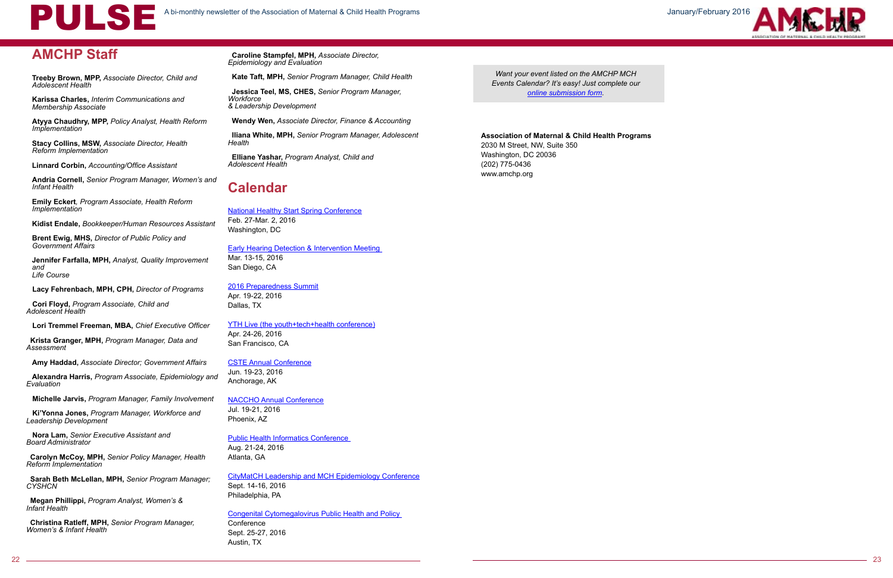## AMCHP Staff

**Treeby Brown, MPP,** *Associate Director, Child and Adolescent Health*

**Karissa Charles,** *Interim Communications and Membership Associate*

**Atyya Chaudhry, MPP,** *Policy Analyst, Health Reform Implementation*

**Stacy Collins, MSW,** *Associate Director, Health Reform Implementation*

**Linnard Corbin,** *Accounting/Office Assistant*

**Andria Cornell,** *Senior Program Manager, Women's and Infant Health*

**Emily Eckert***, Program Associate, Health Reform Implementation*

**Kidist Endale,** *Bookkeeper/Human Resources Assistant*

**Brent Ewig, MHS,** *Director of Public Policy and Government Affairs*

**Jennifer Farfalla, MPH,** *Analyst, Quality Improvement and Life Course*

**Lacy Fehrenbach, MPH, CPH,** *Director of Programs*

**Cori Floyd,** *Program Associate, Child and Adolescent Health*

**Lori Tremmel Freeman, MBA,** *Chief Executive Officer*

**Krista Granger, MPH,** *Program Manager, Data and Assessment*

**Amy Haddad,** *Associate Director; Government Affairs*

**Alexandra Harris,** *Program Associate, Epidemiology and Evaluation*

**Michelle Jarvis,** *Program Manager, Family Involvement*

**Ki'Yonna Jones,** *Program Manager, Workforce and Leadership Development*

**Nora Lam,** *Senior Executive Assistant and Board Administrator*

**Carolyn McCoy, MPH,** *Senior Policy Manager, Health Reform Implementation*

**Sarah Beth McLellan, MPH,** *Senior Program Manager; CYSHCN*

**Megan Phillippi,** *Program Analyst, Women's & Infant Health*

**Christina Ratleff, MPH,** *Senior Program Manager, Women's & Infant Health*

**Caroline Stampfel, MPH,** *Associate Director, Epidemiology and Evaluation*

**Kate Taft, MPH,** *Senior Program Manager, Child Health*

**Jessica Teel, MS, CHES,** *Senior Program Manager, Workforce & Leadership Development*

**Wendy Wen,** *Associate Director, Finance & Accounting*

**Iliana White, MPH,** *Senior Program Manager, Adolescent Health*

**Elliane Yashar,** *Program Analyst, Child and Adolescent Health*

## Calendar

National Healthy Start Spring Conference
Feb. 27-Mar. 2, 2016
Washington, DC

Early Hearing Detection & Intervention Meeting
Mar. 13-15, 2016
San Diego, CA

2016 Preparedness Summit
Apr. 19-22, 2016
Dallas, TX

YTH Live (the youth+tech+health conference)
Apr. 24-26, 2016
San Francisco, CA

CSTE Annual Conference
Jun. 19-23, 2016
Anchorage, AK

NACCHO Annual Conference
Jul. 19-21, 2016
Phoenix, AZ

Public Health Informatics Conference
Aug. 21-24, 2016
Atlanta, GA

CityMatCH Leadership and MCH Epidemiology Conference
Sept. 14-16, 2016
Philadelphia, PA

Congenital Cytomegalovirus Public Health and Policy Conference
Sept. 25-27, 2016
Austin, TX

*Want your event listed on the AMCHP MCH Events Calendar? It's easy! Just complete our online submission form.*

**Association of Maternal & Child Health Programs**
2030 M Street, NW, Suite 350
Washington, DC 20036
(202) 775-0436
www.amchp.org